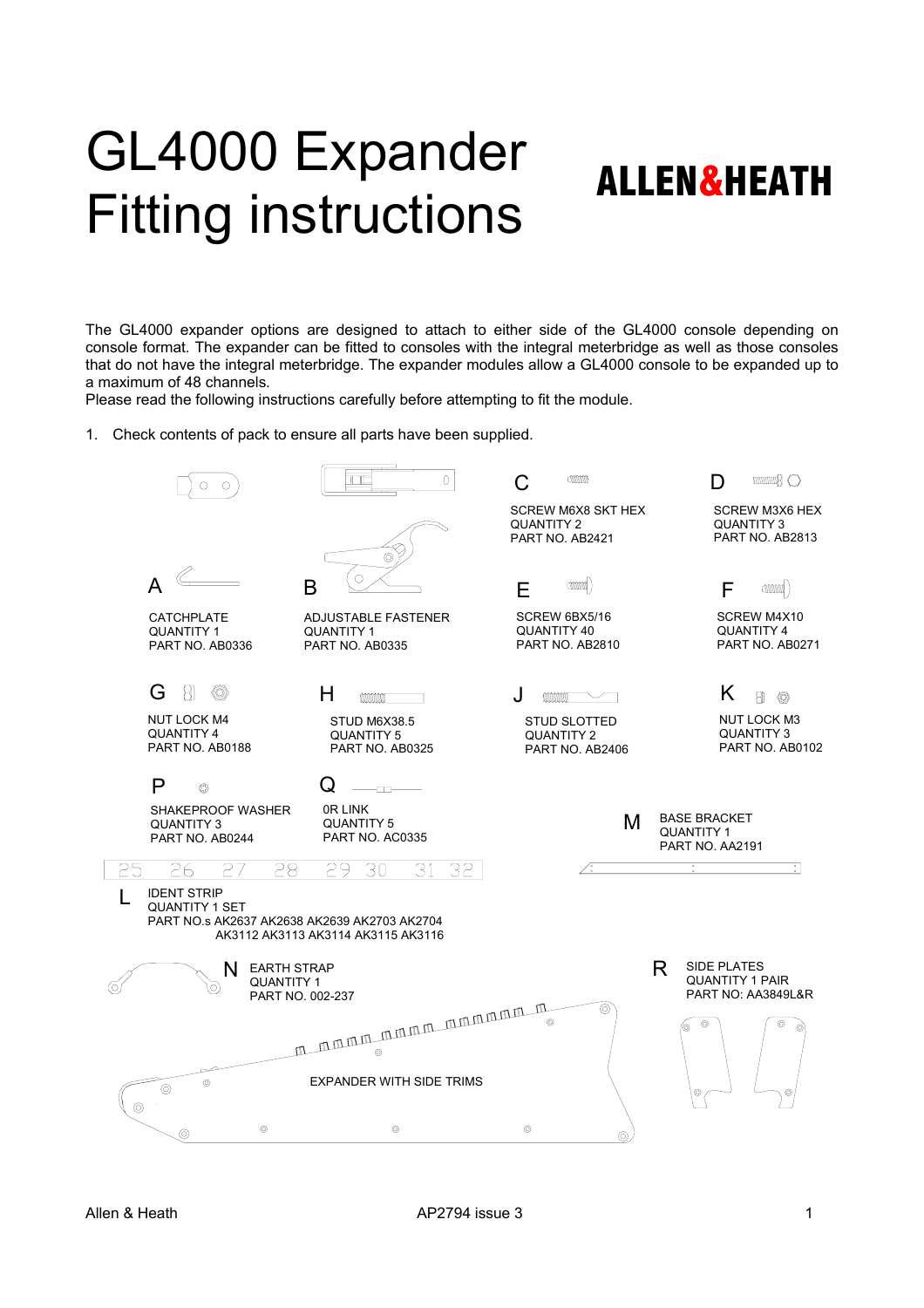# GL4000 Expander Fitting instructions

**ALLEN&HEATH**

The GL4000 expander options are designed to attach to either side of the GL4000 console depending on console format. The expander can be fitted to consoles with the integral meterbridge as well as those consoles that do not have the integral meterbridge. The expander modules allow a GL4000 console to be expanded up to a maximum of 48 channels.
Please read the following instructions carefully before attempting to fit the module.

1. Check contents of pack to ensure all parts have been supplied.

A
CATCHPLATE
QUANTITY 1
PART NO. AB0336

B
ADJUSTABLE FASTENER
QUANTITY 1
PART NO. AB0335

C
SCREW M6X8 SKT HEX
QUANTITY 2
PART NO. AB2421

D
SCREW M3X6 HEX
QUANTITY 3
PART NO. AB2813

E
SCREW 6BX5/16
QUANTITY 40
PART NO. AB2810

F
SCREW M4X10
QUANTITY 4
PART NO. AB0271

G
NUT LOCK M4
QUANTITY 4
PART NO. AB0188

H
STUD M6X38.5
QUANTITY 5
PART NO. AB0325

J
STUD SLOTTED
QUANTITY 2
PART NO. AB2406

K
NUT LOCK M3
QUANTITY 3
PART NO. AB0102

P
SHAKEPROOF WASHER
QUANTITY 3
PART NO. AB0244

Q
0R LINK
QUANTITY 5
PART NO. AC0335

M
BASE BRACKET
QUANTITY 1
PART NO. AA2191

25 26 27 28 29 30 31 32

L
IDENT STRIP
QUANTITY 1 SET
PART NO.s AK2637 AK2638 AK2639 AK2703 AK2704
AK3112 AK3113 AK3114 AK3115 AK3116

N
EARTH STRAP
QUANTITY 1
PART NO. 002-237

R
SIDE PLATES
QUANTITY 1 PAIR
PART NO: AA3849L&R

EXPANDER WITH SIDE TRIMS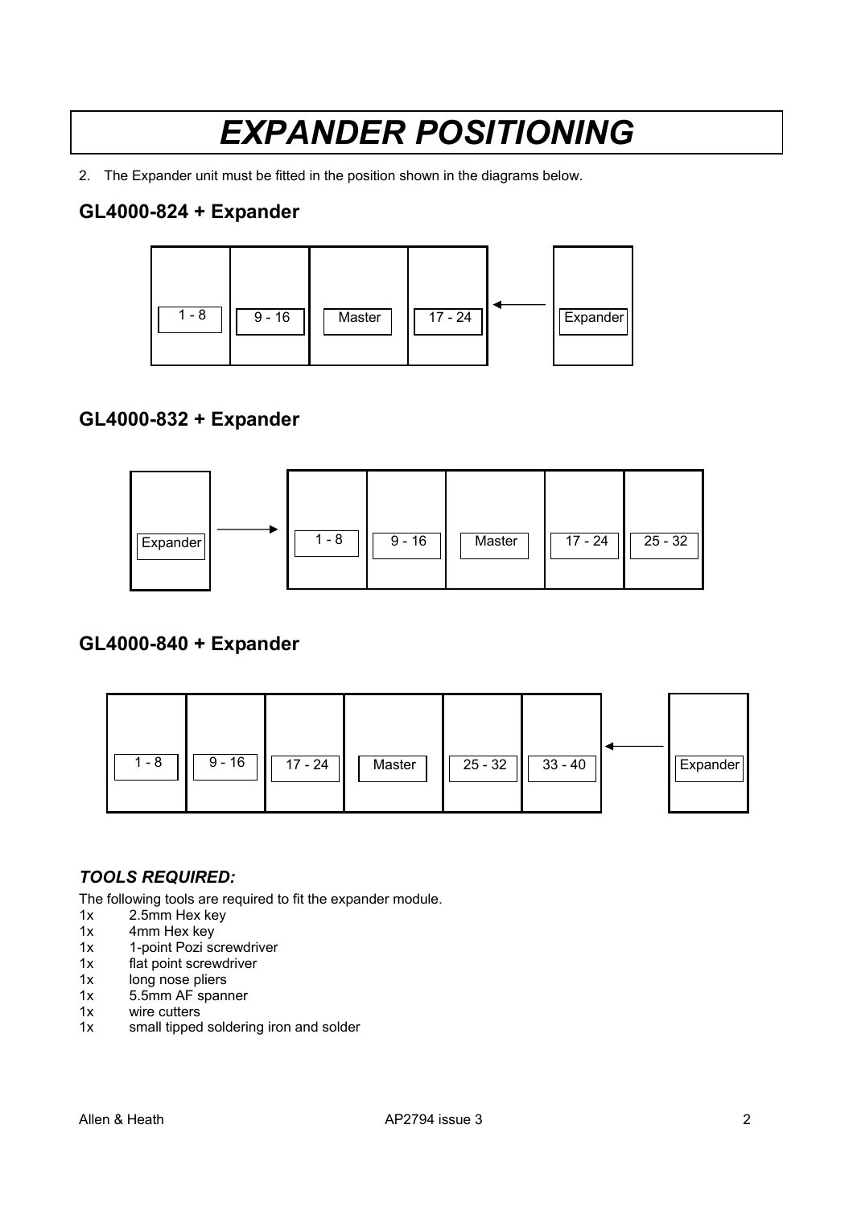# EXPANDER POSITIONING

2. The Expander unit must be fitted in the position shown in the diagrams below.

## GL4000-824 + Expander

1 - 8 | 9 - 16 | Master | 17 - 24 ← Expander

## GL4000-832 + Expander

Expander → 1 - 8 | 9 - 16 | Master | 17 - 24 | 25 - 32

## GL4000-840 + Expander

1 - 8 | 9 - 16 | 17 - 24 | Master | 25 - 32 | 33 - 40 ← Expander

### *TOOLS REQUIRED:*

The following tools are required to fit the expander module.

- 1x 2.5mm Hex key
- 1x 4mm Hex key
- 1x 1-point Pozi screwdriver
- 1x flat point screwdriver
- 1x long nose pliers
- 1x 5.5mm AF spanner
- 1x wire cutters
- 1x small tipped soldering iron and solder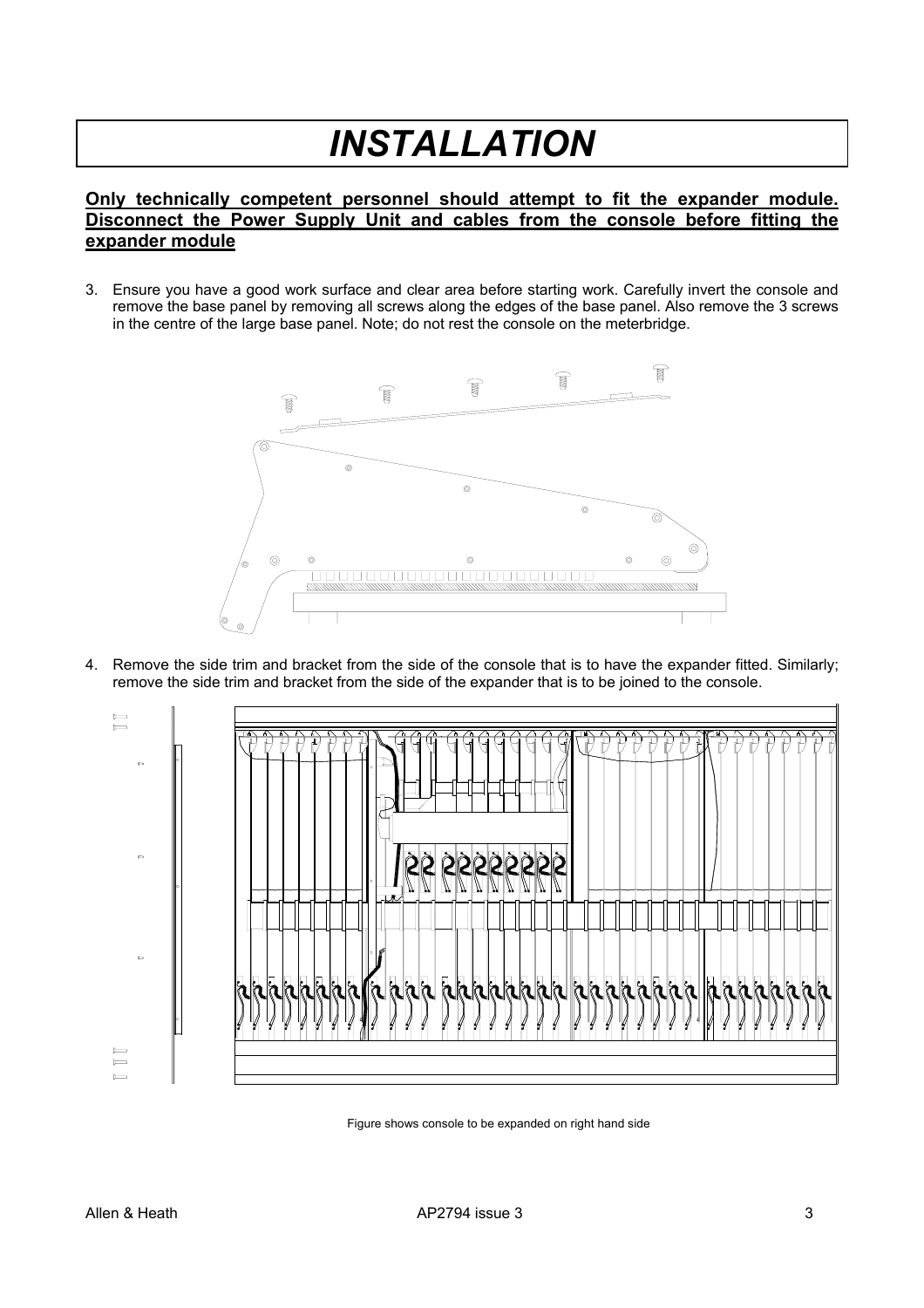# INSTALLATION

**Only technically competent personnel should attempt to fit the expander module. Disconnect the Power Supply Unit and cables from the console before fitting the expander module**

3. Ensure you have a good work surface and clear area before starting work. Carefully invert the console and remove the base panel by removing all screws along the edges of the base panel. Also remove the 3 screws in the centre of the large base panel. Note; do not rest the console on the meterbridge.

4. Remove the side trim and bracket from the side of the console that is to have the expander fitted. Similarly; remove the side trim and bracket from the side of the expander that is to be joined to the console.

Figure shows console to be expanded on right hand side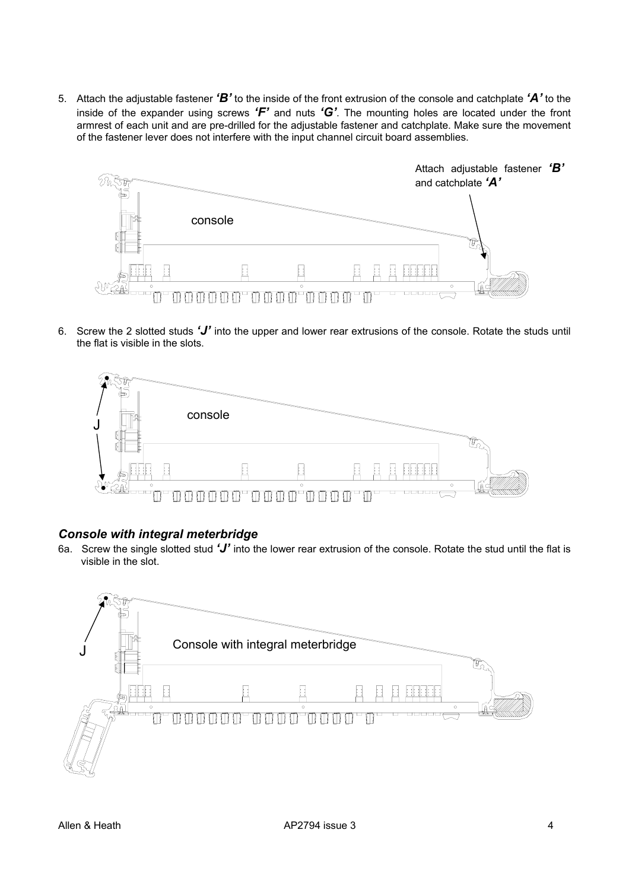5. Attach the adjustable fastener ***'B'*** to the inside of the front extrusion of the console and catchplate ***'A'*** to the inside of the expander using screws ***'F'*** and nuts ***'G'***. The mounting holes are located under the front armrest of each unit and are pre-drilled for the adjustable fastener and catchplate. Make sure the movement of the fastener lever does not interfere with the input channel circuit board assemblies.

Attach adjustable fastener ***'B'*** and catchplate ***'A'***

console

6. Screw the 2 slotted studs ***'J'*** into the upper and lower rear extrusions of the console. Rotate the studs until the flat is visible in the slots.

J

console

### *Console with integral meterbridge*

6a. Screw the single slotted stud ***'J'*** into the lower rear extrusion of the console. Rotate the stud until the flat is visible in the slot.

J

Console with integral meterbridge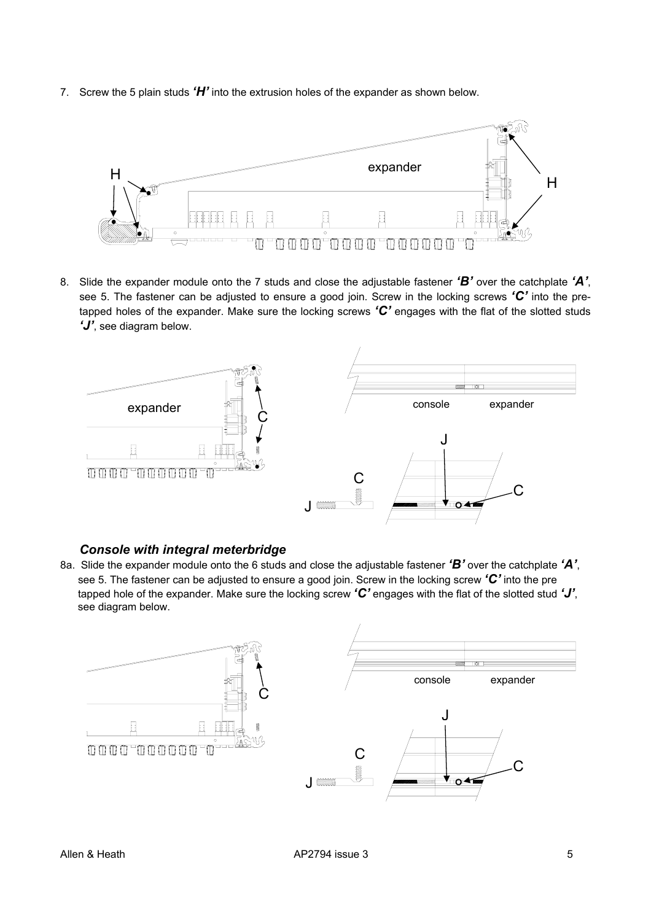7. Screw the 5 plain studs ***'H'*** into the extrusion holes of the expander as shown below.

8. Slide the expander module onto the 7 studs and close the adjustable fastener ***'B'*** over the catchplate ***'A'***, see 5. The fastener can be adjusted to ensure a good join. Screw in the locking screws ***'C'*** into the pre-tapped holes of the expander. Make sure the locking screws ***'C'*** engages with the flat of the slotted studs ***'J'***, see diagram below.

### *Console with integral meterbridge*

8a. Slide the expander module onto the 6 studs and close the adjustable fastener ***'B'*** over the catchplate ***'A'***, see 5. The fastener can be adjusted to ensure a good join. Screw in the locking screw ***'C'*** into the pre tapped hole of the expander. Make sure the locking screw ***'C'*** engages with the flat of the slotted stud ***'J'***, see diagram below.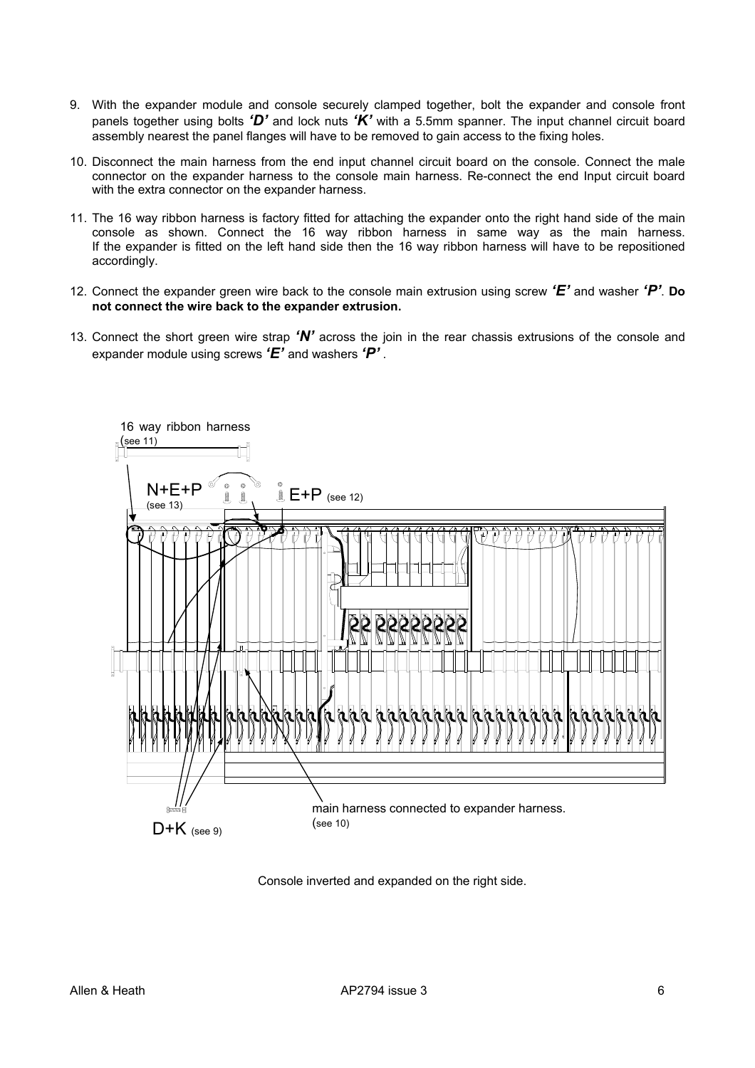9. With the expander module and console securely clamped together, bolt the expander and console front panels together using bolts ***'D'*** and lock nuts ***'K'*** with a 5.5mm spanner. The input channel circuit board assembly nearest the panel flanges will have to be removed to gain access to the fixing holes.

10. Disconnect the main harness from the end input channel circuit board on the console. Connect the male connector on the expander harness to the console main harness. Re-connect the end Input circuit board with the extra connector on the expander harness.

11. The 16 way ribbon harness is factory fitted for attaching the expander onto the right hand side of the main console as shown. Connect the 16 way ribbon harness in same way as the main harness. If the expander is fitted on the left hand side then the 16 way ribbon harness will have to be repositioned accordingly.

12. Connect the expander green wire back to the console main extrusion using screw ***'E'*** and washer ***'P'***. **Do not connect the wire back to the expander extrusion.**

13. Connect the short green wire strap ***'N'*** across the join in the rear chassis extrusions of the console and expander module using screws ***'E'*** and washers ***'P'***.

16 way ribbon harness (see 11)

N+E+P (see 13)

E+P (see 12)

D+K (see 9)

main harness connected to expander harness. (see 10)

Console inverted and expanded on the right side.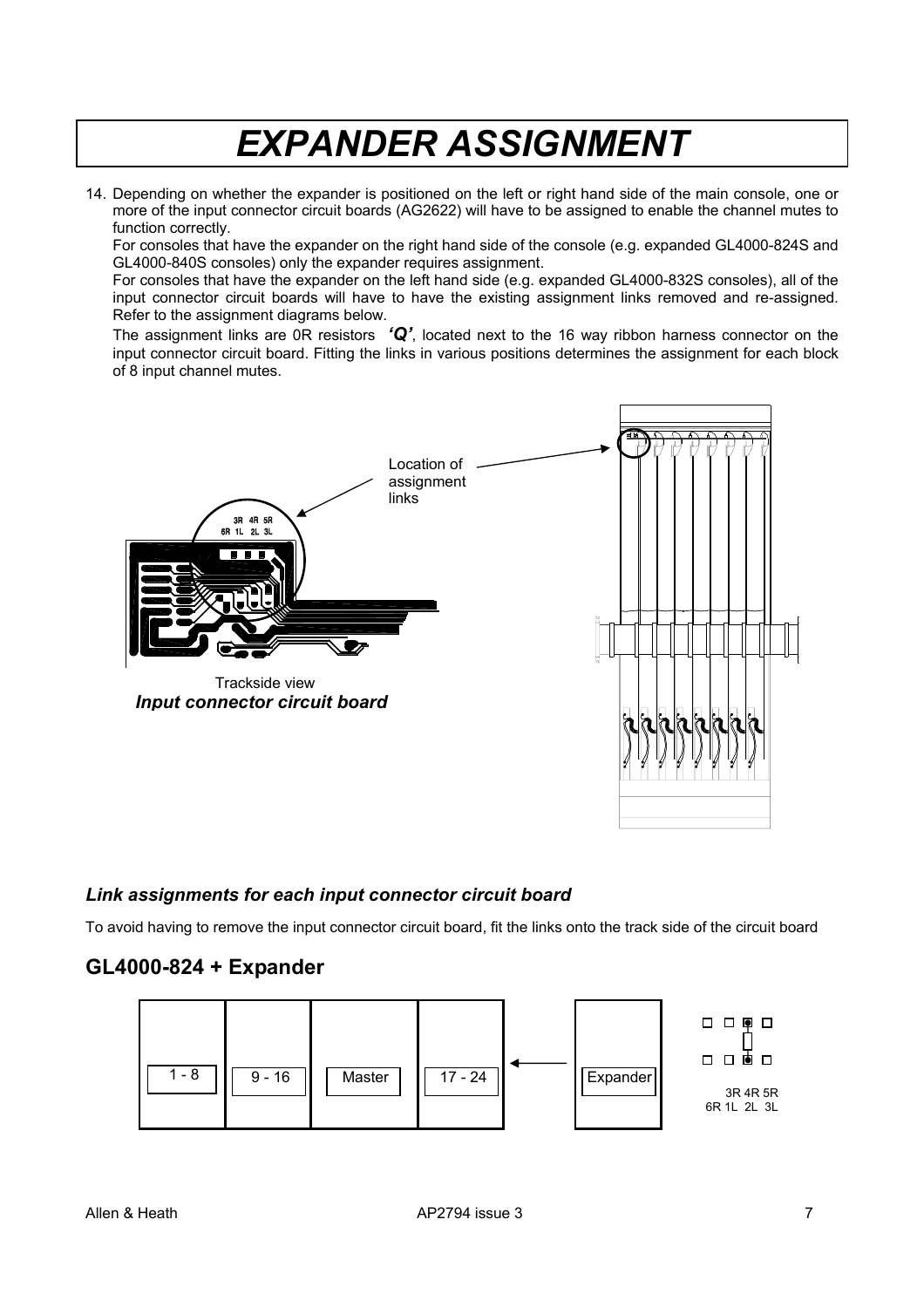# EXPANDER ASSIGNMENT

14. Depending on whether the expander is positioned on the left or right hand side of the main console, one or more of the input connector circuit boards (AG2622) will have to be assigned to enable the channel mutes to function correctly.
    For consoles that have the expander on the right hand side of the console (e.g. expanded GL4000-824S and GL4000-840S consoles) only the expander requires assignment.
    For consoles that have the expander on the left hand side (e.g. expanded GL4000-832S consoles), all of the input connector circuit boards will have to have the existing assignment links removed and re-assigned. Refer to the assignment diagrams below.
    The assignment links are 0R resistors ***'Q'***, located next to the 16 way ribbon harness connector on the input connector circuit board. Fitting the links in various positions determines the assignment for each block of 8 input channel mutes.

Location of assignment links

3R 4R 5R
6R 1L 2L 3L

Trackside view
***Input connector circuit board***

### *Link assignments for each input connector circuit board*

To avoid having to remove the input connector circuit board, fit the links onto the track side of the circuit board

## GL4000-824 + Expander

1 - 8 | 9 - 16 | Master | 17 - 24 | Expander

3R 4R 5R
6R 1L 2L 3L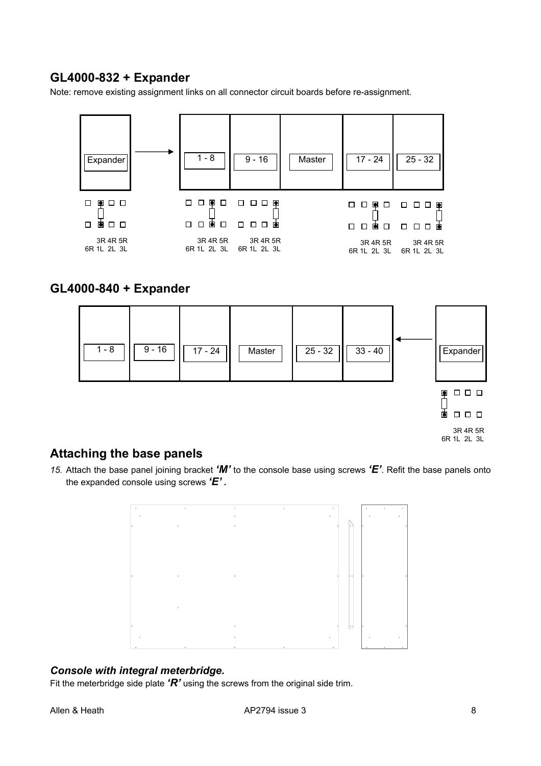## GL4000-832 + Expander

Note: remove existing assignment links on all connector circuit boards before re-assignment.

Expander → 1 - 8 | 9 - 16 | Master | 17 - 24 | 25 - 32

3R 4R 5R
6R 1L 2L 3L

## GL4000-840 + Expander

1 - 8 | 9 - 16 | 17 - 24 | Master | 25 - 32 | 33 - 40 ← Expander

3R 4R 5R
6R 1L 2L 3L

## Attaching the base panels

15. Attach the base panel joining bracket ***'M'*** to the console base using screws ***'E'***. Refit the base panels onto the expanded console using screws ***'E'*** .

### *Console with integral meterbridge.*

Fit the meterbridge side plate ***'R'*** using the screws from the original side trim.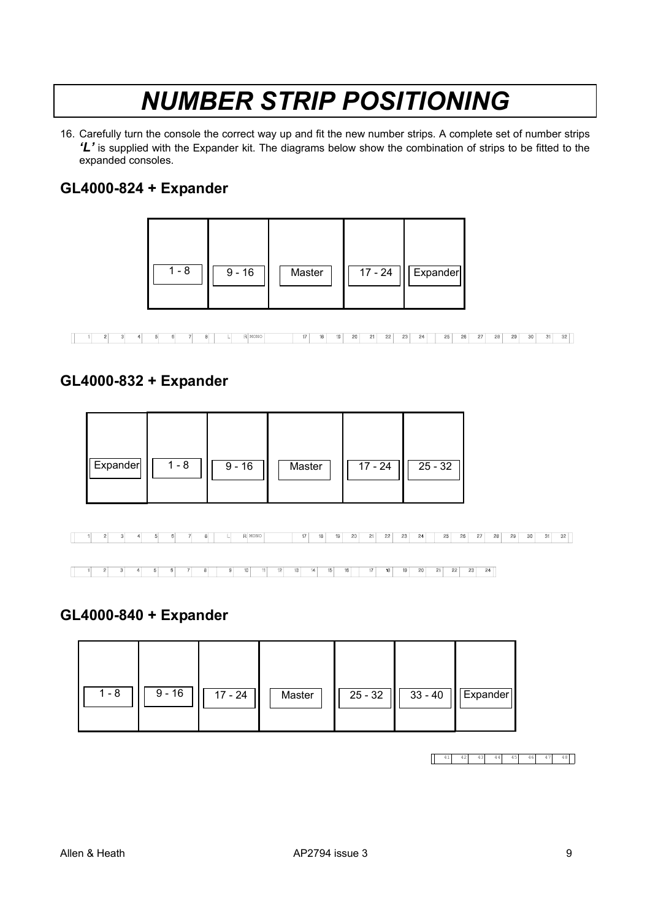# NUMBER STRIP POSITIONING

16. Carefully turn the console the correct way up and fit the new number strips. A complete set of number strips ***'L'*** is supplied with the Expander kit. The diagrams below show the combination of strips to be fitted to the expanded consoles.

## GL4000-824 + Expander

| 1 - 8 | 9 - 16 | Master | 17 - 24 | Expander |
|---|---|---|---|---|

1 2 3 4 5 6 7 8 L R MONO 17 18 19 20 21 22 23 24 25 26 27 28 29 30 31 32

## GL4000-832 + Expander

| Expander | 1 - 8 | 9 - 16 | Master | 17 - 24 | 25 - 32 |
|---|---|---|---|---|---|

1 2 3 4 5 6 7 8 L R MONO 17 18 19 20 21 22 23 24 25 26 27 28 29 30 31 32

1 2 3 4 5 6 7 8 9 10 11 12 13 14 15 16 17 18 19 20 21 22 23 24

## GL4000-840 + Expander

| 1 - 8 | 9 - 16 | 17 - 24 | Master | 25 - 32 | 33 - 40 | Expander |
|---|---|---|---|---|---|---|

41 42 43 44 45 46 47 48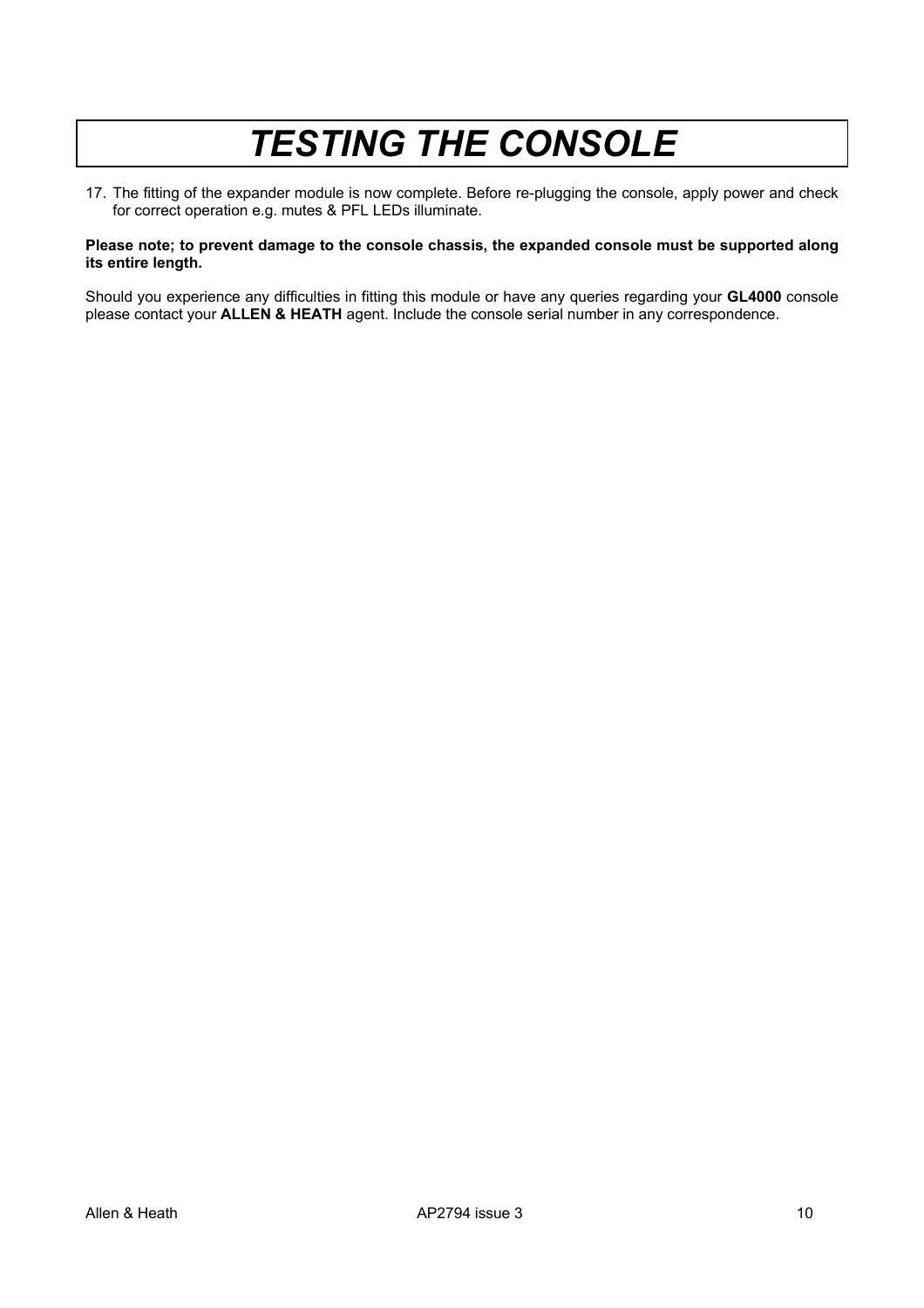# *TESTING THE CONSOLE*

17. The fitting of the expander module is now complete. Before re-plugging the console, apply power and check for correct operation e.g. mutes & PFL LEDs illuminate.

**Please note; to prevent damage to the console chassis, the expanded console must be supported along its entire length.**

Should you experience any difficulties in fitting this module or have any queries regarding your **GL4000** console please contact your **ALLEN & HEATH** agent. Include the console serial number in any correspondence.